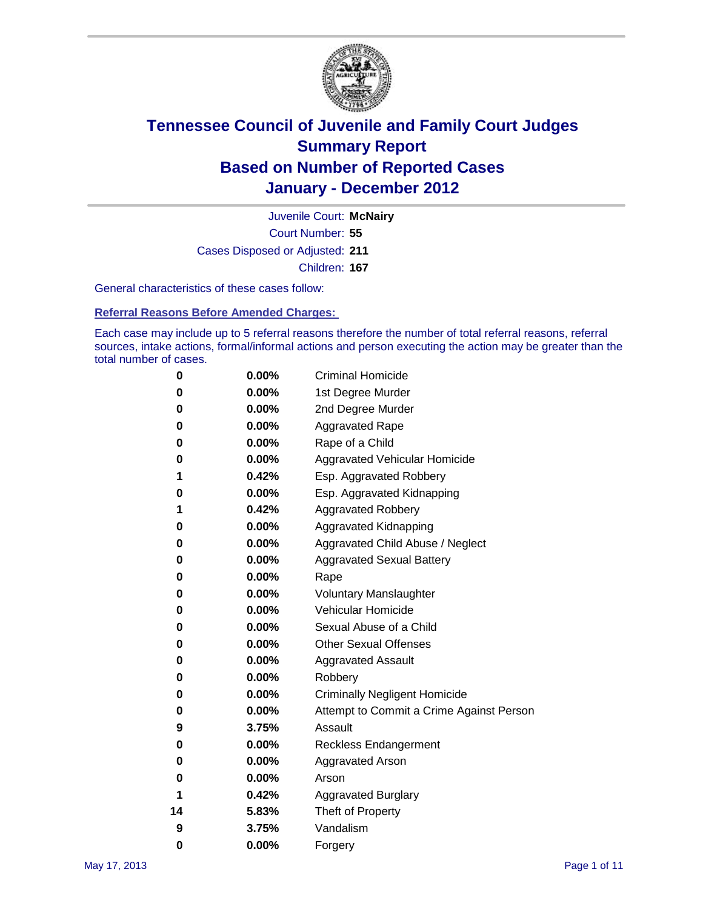# Tennessee Council of Juvenile and Family Court Judges
# Summary Report
# Based on Number of Reported Cases
# January - December 2012

Juvenile Court: **McNairy**

Court Number: **55**

Cases Disposed or Adjusted: **211**

Children: **167**

General characteristics of these cases follow:

**Referral Reasons Before Amended Charges:**

Each case may include up to 5 referral reasons therefore the number of total referral reasons, referral sources, intake actions, formal/informal actions and person executing the action may be greater than the total number of cases.

| | | |
|---|---|---|
| 0 | 0.00% | Criminal Homicide |
| 0 | 0.00% | 1st Degree Murder |
| 0 | 0.00% | 2nd Degree Murder |
| 0 | 0.00% | Aggravated Rape |
| 0 | 0.00% | Rape of a Child |
| 0 | 0.00% | Aggravated Vehicular Homicide |
| 1 | 0.42% | Esp. Aggravated Robbery |
| 0 | 0.00% | Esp. Aggravated Kidnapping |
| 1 | 0.42% | Aggravated Robbery |
| 0 | 0.00% | Aggravated Kidnapping |
| 0 | 0.00% | Aggravated Child Abuse / Neglect |
| 0 | 0.00% | Aggravated Sexual Battery |
| 0 | 0.00% | Rape |
| 0 | 0.00% | Voluntary Manslaughter |
| 0 | 0.00% | Vehicular Homicide |
| 0 | 0.00% | Sexual Abuse of a Child |
| 0 | 0.00% | Other Sexual Offenses |
| 0 | 0.00% | Aggravated Assault |
| 0 | 0.00% | Robbery |
| 0 | 0.00% | Criminally Negligent Homicide |
| 0 | 0.00% | Attempt to Commit a Crime Against Person |
| 9 | 3.75% | Assault |
| 0 | 0.00% | Reckless Endangerment |
| 0 | 0.00% | Aggravated Arson |
| 0 | 0.00% | Arson |
| 1 | 0.42% | Aggravated Burglary |
| 14 | 5.83% | Theft of Property |
| 9 | 3.75% | Vandalism |
| 0 | 0.00% | Forgery |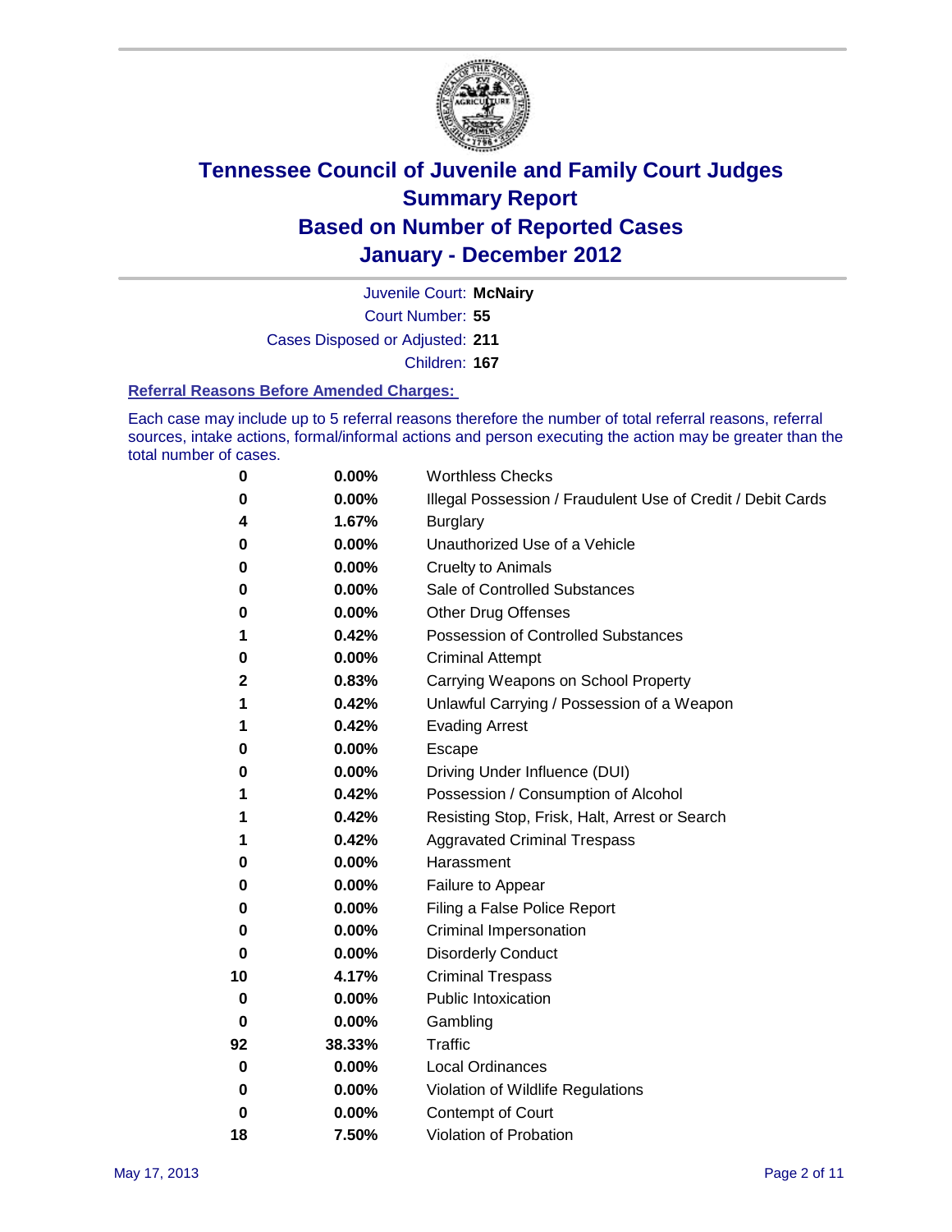# Tennessee Council of Juvenile and Family Court Judges
# Summary Report
# Based on Number of Reported Cases
# January - December 2012

Juvenile Court: **McNairy**

Court Number: **55**

Cases Disposed or Adjusted: **211**

Children: **167**

### Referral Reasons Before Amended Charges:

Each case may include up to 5 referral reasons therefore the number of total referral reasons, referral sources, intake actions, formal/informal actions and person executing the action may be greater than the total number of cases.

| | | |
|---|---|---|
| 0 | 0.00% | Worthless Checks |
| 0 | 0.00% | Illegal Possession / Fraudulent Use of Credit / Debit Cards |
| 4 | 1.67% | Burglary |
| 0 | 0.00% | Unauthorized Use of a Vehicle |
| 0 | 0.00% | Cruelty to Animals |
| 0 | 0.00% | Sale of Controlled Substances |
| 0 | 0.00% | Other Drug Offenses |
| 1 | 0.42% | Possession of Controlled Substances |
| 0 | 0.00% | Criminal Attempt |
| 2 | 0.83% | Carrying Weapons on School Property |
| 1 | 0.42% | Unlawful Carrying / Possession of a Weapon |
| 1 | 0.42% | Evading Arrest |
| 0 | 0.00% | Escape |
| 0 | 0.00% | Driving Under Influence (DUI) |
| 1 | 0.42% | Possession / Consumption of Alcohol |
| 1 | 0.42% | Resisting Stop, Frisk, Halt, Arrest or Search |
| 1 | 0.42% | Aggravated Criminal Trespass |
| 0 | 0.00% | Harassment |
| 0 | 0.00% | Failure to Appear |
| 0 | 0.00% | Filing a False Police Report |
| 0 | 0.00% | Criminal Impersonation |
| 0 | 0.00% | Disorderly Conduct |
| 10 | 4.17% | Criminal Trespass |
| 0 | 0.00% | Public Intoxication |
| 0 | 0.00% | Gambling |
| 92 | 38.33% | Traffic |
| 0 | 0.00% | Local Ordinances |
| 0 | 0.00% | Violation of Wildlife Regulations |
| 0 | 0.00% | Contempt of Court |
| 18 | 7.50% | Violation of Probation |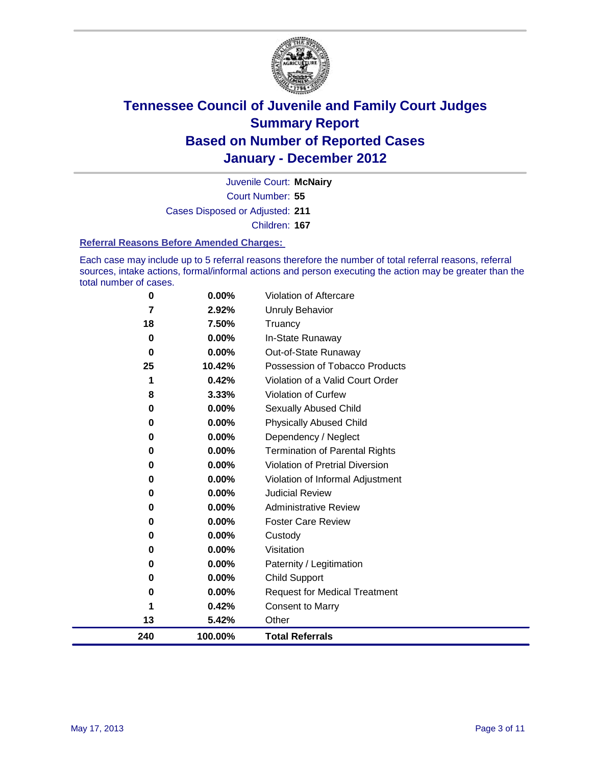# Tennessee Council of Juvenile and Family Court Judges
# Summary Report
# Based on Number of Reported Cases
# January - December 2012

Juvenile Court: **McNairy**
Court Number: **55**
Cases Disposed or Adjusted: **211**
Children: **167**

### Referral Reasons Before Amended Charges:

Each case may include up to 5 referral reasons therefore the number of total referral reasons, referral sources, intake actions, formal/informal actions and person executing the action may be greater than the total number of cases.

| | | |
|---|---|---|
| 0 | 0.00% | Violation of Aftercare |
| 7 | 2.92% | Unruly Behavior |
| 18 | 7.50% | Truancy |
| 0 | 0.00% | In-State Runaway |
| 0 | 0.00% | Out-of-State Runaway |
| 25 | 10.42% | Possession of Tobacco Products |
| 1 | 0.42% | Violation of a Valid Court Order |
| 8 | 3.33% | Violation of Curfew |
| 0 | 0.00% | Sexually Abused Child |
| 0 | 0.00% | Physically Abused Child |
| 0 | 0.00% | Dependency / Neglect |
| 0 | 0.00% | Termination of Parental Rights |
| 0 | 0.00% | Violation of Pretrial Diversion |
| 0 | 0.00% | Violation of Informal Adjustment |
| 0 | 0.00% | Judicial Review |
| 0 | 0.00% | Administrative Review |
| 0 | 0.00% | Foster Care Review |
| 0 | 0.00% | Custody |
| 0 | 0.00% | Visitation |
| 0 | 0.00% | Paternity / Legitimation |
| 0 | 0.00% | Child Support |
| 0 | 0.00% | Request for Medical Treatment |
| 1 | 0.42% | Consent to Marry |
| 13 | 5.42% | Other |
| **240** | **100.00%** | **Total Referrals** |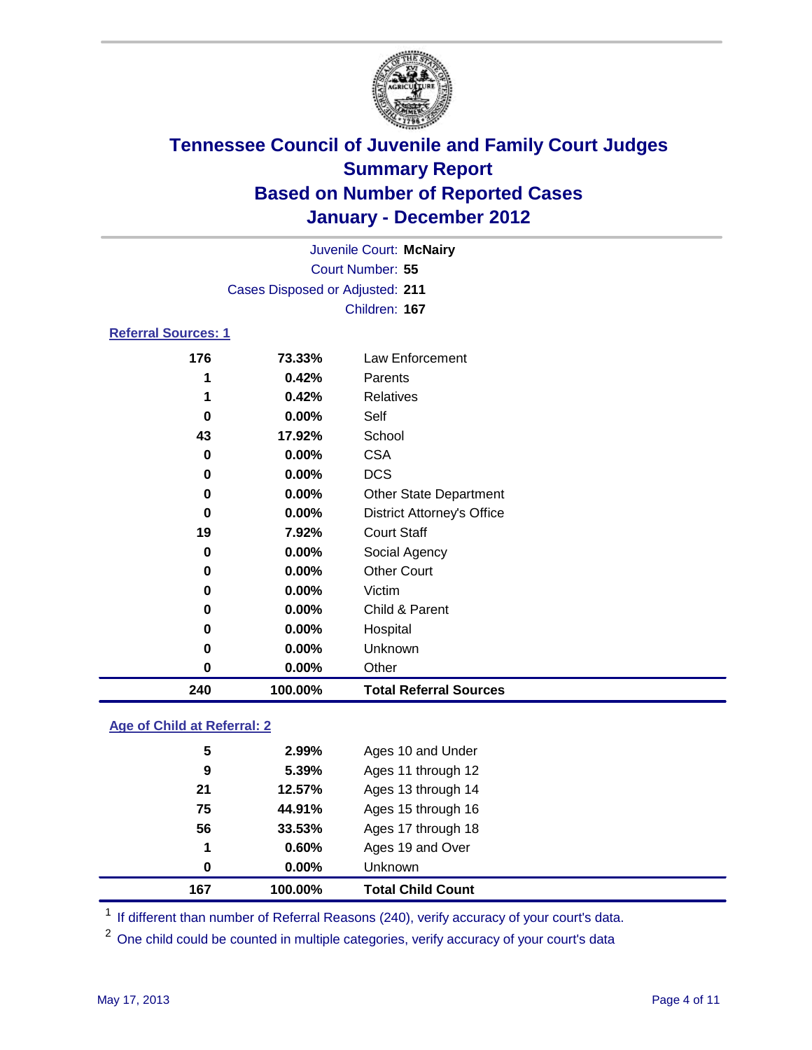# Tennessee Council of Juvenile and Family Court Judges
# Summary Report
# Based on Number of Reported Cases
# January - December 2012

Juvenile Court: **McNairy**
Court Number: **55**
Cases Disposed or Adjusted: **211**
Children: **167**

## Referral Sources: 1

| | | |
|---|---|---|
| 176 | 73.33% | Law Enforcement |
| 1 | 0.42% | Parents |
| 1 | 0.42% | Relatives |
| 0 | 0.00% | Self |
| 43 | 17.92% | School |
| 0 | 0.00% | CSA |
| 0 | 0.00% | DCS |
| 0 | 0.00% | Other State Department |
| 0 | 0.00% | District Attorney's Office |
| 19 | 7.92% | Court Staff |
| 0 | 0.00% | Social Agency |
| 0 | 0.00% | Other Court |
| 0 | 0.00% | Victim |
| 0 | 0.00% | Child & Parent |
| 0 | 0.00% | Hospital |
| 0 | 0.00% | Unknown |
| 0 | 0.00% | Other |
| **240** | **100.00%** | **Total Referral Sources** |

## Age of Child at Referral: 2

| | | |
|---|---|---|
| 5 | 2.99% | Ages 10 and Under |
| 9 | 5.39% | Ages 11 through 12 |
| 21 | 12.57% | Ages 13 through 14 |
| 75 | 44.91% | Ages 15 through 16 |
| 56 | 33.53% | Ages 17 through 18 |
| 1 | 0.60% | Ages 19 and Over |
| 0 | 0.00% | Unknown |
| **167** | **100.00%** | **Total Child Count** |

[1] If different than number of Referral Reasons (240), verify accuracy of your court's data.

[2] One child could be counted in multiple categories, verify accuracy of your court's data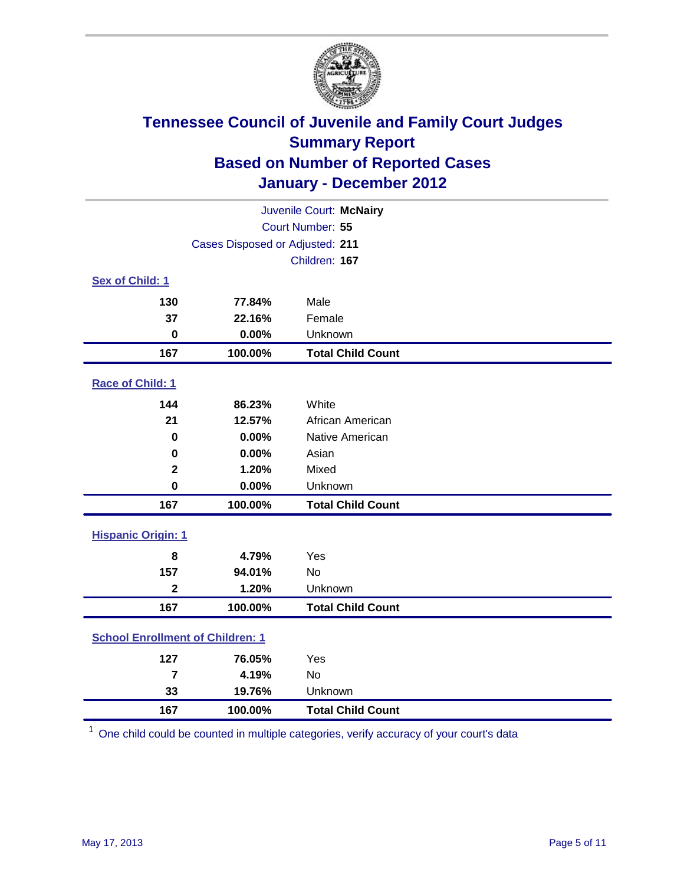# Tennessee Council of Juvenile and Family Court Judges
## Summary Report
## Based on Number of Reported Cases
## January - December 2012

Juvenile Court: **McNairy**

Court Number: **55**

Cases Disposed or Adjusted: **211**

Children: **167**

### Sex of Child: 1

| | | |
|---|---|---|
| **130** | **77.84%** | Male |
| **37** | **22.16%** | Female |
| **0** | **0.00%** | Unknown |
| **167** | **100.00%** | **Total Child Count** |

### Race of Child: 1

| | | |
|---|---|---|
| **144** | **86.23%** | White |
| **21** | **12.57%** | African American |
| **0** | **0.00%** | Native American |
| **0** | **0.00%** | Asian |
| **2** | **1.20%** | Mixed |
| **0** | **0.00%** | Unknown |
| **167** | **100.00%** | **Total Child Count** |

### Hispanic Origin: 1

| | | |
|---|---|---|
| **8** | **4.79%** | Yes |
| **157** | **94.01%** | No |
| **2** | **1.20%** | Unknown |
| **167** | **100.00%** | **Total Child Count** |

### School Enrollment of Children: 1

| | | |
|---|---|---|
| **127** | **76.05%** | Yes |
| **7** | **4.19%** | No |
| **33** | **19.76%** | Unknown |
| **167** | **100.00%** | **Total Child Count** |

[1] One child could be counted in multiple categories, verify accuracy of your court's data

May 17, 2013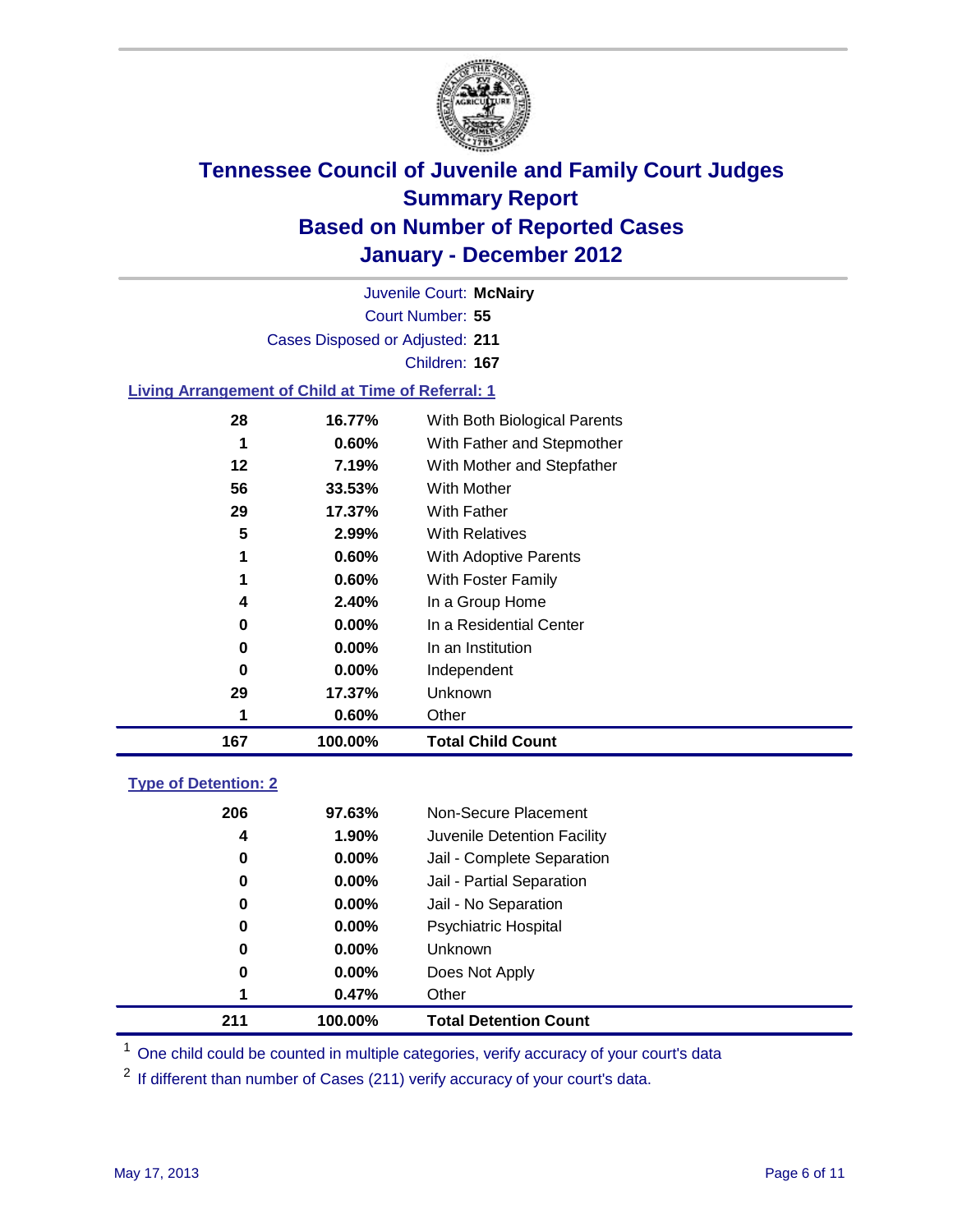# Tennessee Council of Juvenile and Family Court Judges
# Summary Report
# Based on Number of Reported Cases
# January - December 2012

Juvenile Court: **McNairy**
Court Number: **55**
Cases Disposed or Adjusted: **211**
Children: **167**

## Living Arrangement of Child at Time of Referral: 1

| Count | Percent | Living Arrangement |
|---|---|---|
| 28 | 16.77% | With Both Biological Parents |
| 1 | 0.60% | With Father and Stepmother |
| 12 | 7.19% | With Mother and Stepfather |
| 56 | 33.53% | With Mother |
| 29 | 17.37% | With Father |
| 5 | 2.99% | With Relatives |
| 1 | 0.60% | With Adoptive Parents |
| 1 | 0.60% | With Foster Family |
| 4 | 2.40% | In a Group Home |
| 0 | 0.00% | In a Residential Center |
| 0 | 0.00% | In an Institution |
| 0 | 0.00% | Independent |
| 29 | 17.37% | Unknown |
| 1 | 0.60% | Other |
| **167** | **100.00%** | **Total Child Count** |

## Type of Detention: 2

| Count | Percent | Type of Detention |
|---|---|---|
| 206 | 97.63% | Non-Secure Placement |
| 4 | 1.90% | Juvenile Detention Facility |
| 0 | 0.00% | Jail - Complete Separation |
| 0 | 0.00% | Jail - Partial Separation |
| 0 | 0.00% | Jail - No Separation |
| 0 | 0.00% | Psychiatric Hospital |
| 0 | 0.00% | Unknown |
| 0 | 0.00% | Does Not Apply |
| 1 | 0.47% | Other |
| **211** | **100.00%** | **Total Detention Count** |

[1] One child could be counted in multiple categories, verify accuracy of your court's data

[2] If different than number of Cases (211) verify accuracy of your court's data.

May 17, 2013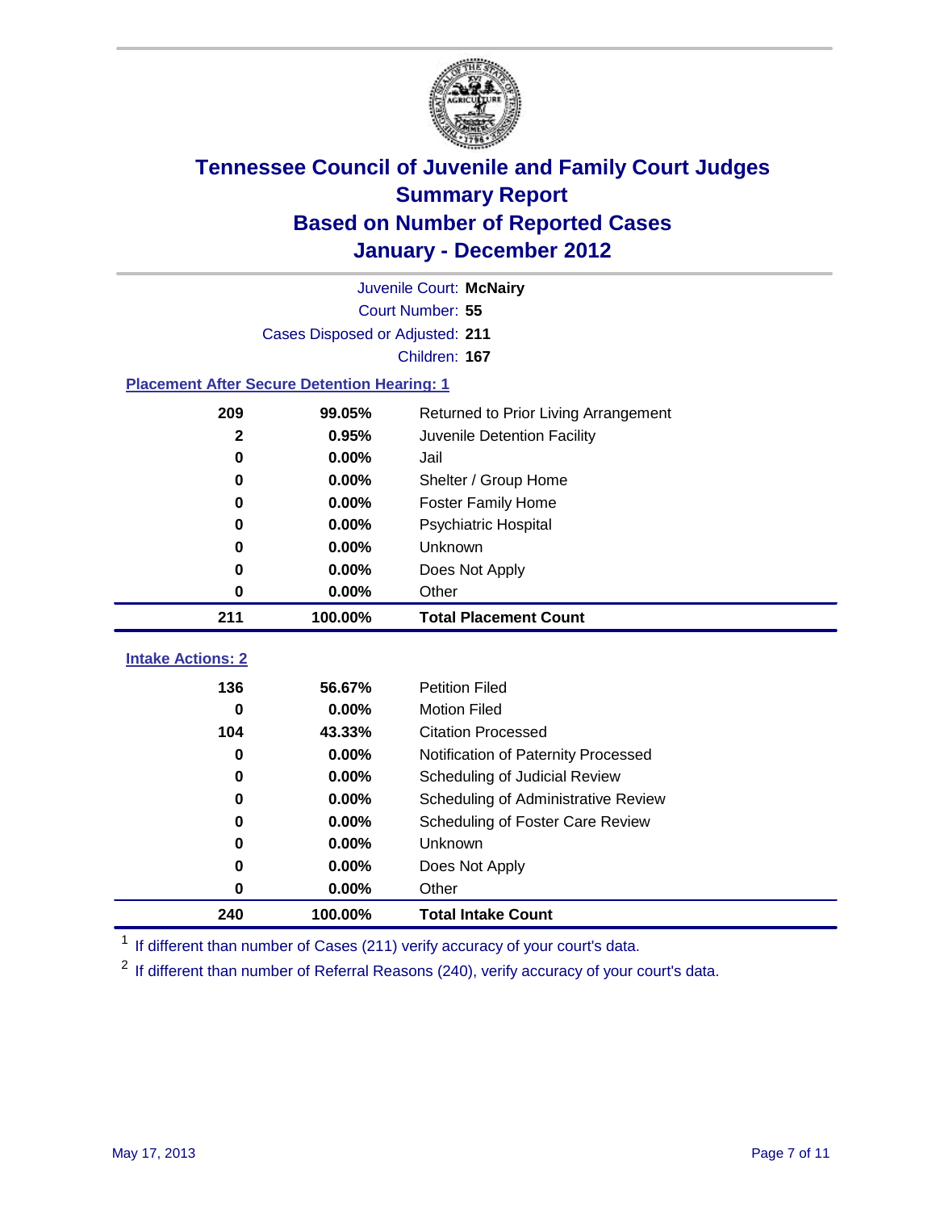# Tennessee Council of Juvenile and Family Court Judges
## Summary Report
## Based on Number of Reported Cases
## January - December 2012

Juvenile Court: **McNairy**
Court Number: **55**
Cases Disposed or Adjusted: **211**
Children: **167**

### Placement After Secure Detention Hearing: 1

| | | |
|---|---|---|
| 209 | 99.05% | Returned to Prior Living Arrangement |
| 2 | 0.95% | Juvenile Detention Facility |
| 0 | 0.00% | Jail |
| 0 | 0.00% | Shelter / Group Home |
| 0 | 0.00% | Foster Family Home |
| 0 | 0.00% | Psychiatric Hospital |
| 0 | 0.00% | Unknown |
| 0 | 0.00% | Does Not Apply |
| 0 | 0.00% | Other |
| **211** | **100.00%** | **Total Placement Count** |

### Intake Actions: 2

| | | |
|---|---|---|
| 136 | 56.67% | Petition Filed |
| 0 | 0.00% | Motion Filed |
| 104 | 43.33% | Citation Processed |
| 0 | 0.00% | Notification of Paternity Processed |
| 0 | 0.00% | Scheduling of Judicial Review |
| 0 | 0.00% | Scheduling of Administrative Review |
| 0 | 0.00% | Scheduling of Foster Care Review |
| 0 | 0.00% | Unknown |
| 0 | 0.00% | Does Not Apply |
| 0 | 0.00% | Other |
| **240** | **100.00%** | **Total Intake Count** |

[1] If different than number of Cases (211) verify accuracy of your court's data.

[2] If different than number of Referral Reasons (240), verify accuracy of your court's data.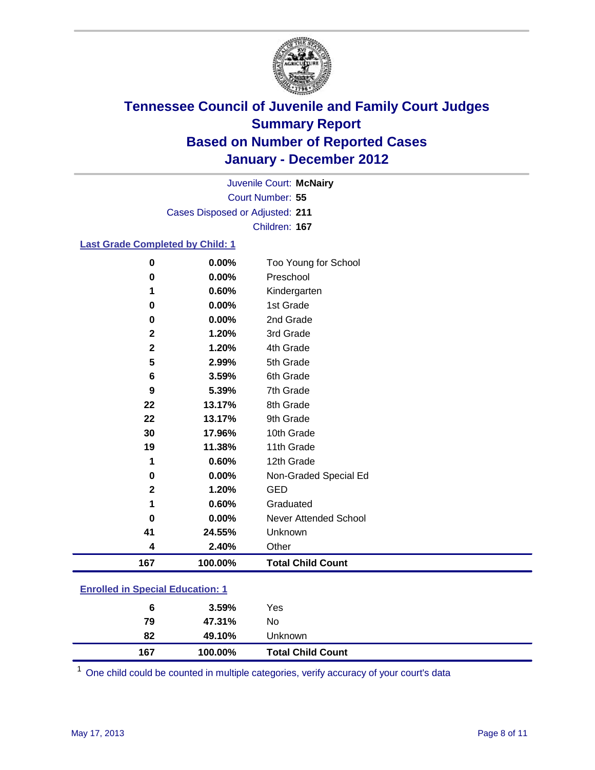# Tennessee Council of Juvenile and Family Court Judges
## Summary Report
## Based on Number of Reported Cases
## January - December 2012

Juvenile Court: **McNairy**
Court Number: **55**
Cases Disposed or Adjusted: **211**
Children: **167**

### Last Grade Completed by Child: 1

| | | |
|---|---|---|
| 0 | 0.00% | Too Young for School |
| 0 | 0.00% | Preschool |
| 1 | 0.60% | Kindergarten |
| 0 | 0.00% | 1st Grade |
| 0 | 0.00% | 2nd Grade |
| 2 | 1.20% | 3rd Grade |
| 2 | 1.20% | 4th Grade |
| 5 | 2.99% | 5th Grade |
| 6 | 3.59% | 6th Grade |
| 9 | 5.39% | 7th Grade |
| 22 | 13.17% | 8th Grade |
| 22 | 13.17% | 9th Grade |
| 30 | 17.96% | 10th Grade |
| 19 | 11.38% | 11th Grade |
| 1 | 0.60% | 12th Grade |
| 0 | 0.00% | Non-Graded Special Ed |
| 2 | 1.20% | GED |
| 1 | 0.60% | Graduated |
| 0 | 0.00% | Never Attended School |
| 41 | 24.55% | Unknown |
| 4 | 2.40% | Other |
| **167** | **100.00%** | **Total Child Count** |

### Enrolled in Special Education: 1

| | | |
|---|---|---|
| 6 | 3.59% | Yes |
| 79 | 47.31% | No |
| 82 | 49.10% | Unknown |
| **167** | **100.00%** | **Total Child Count** |

[1] One child could be counted in multiple categories, verify accuracy of your court's data

May 17, 2013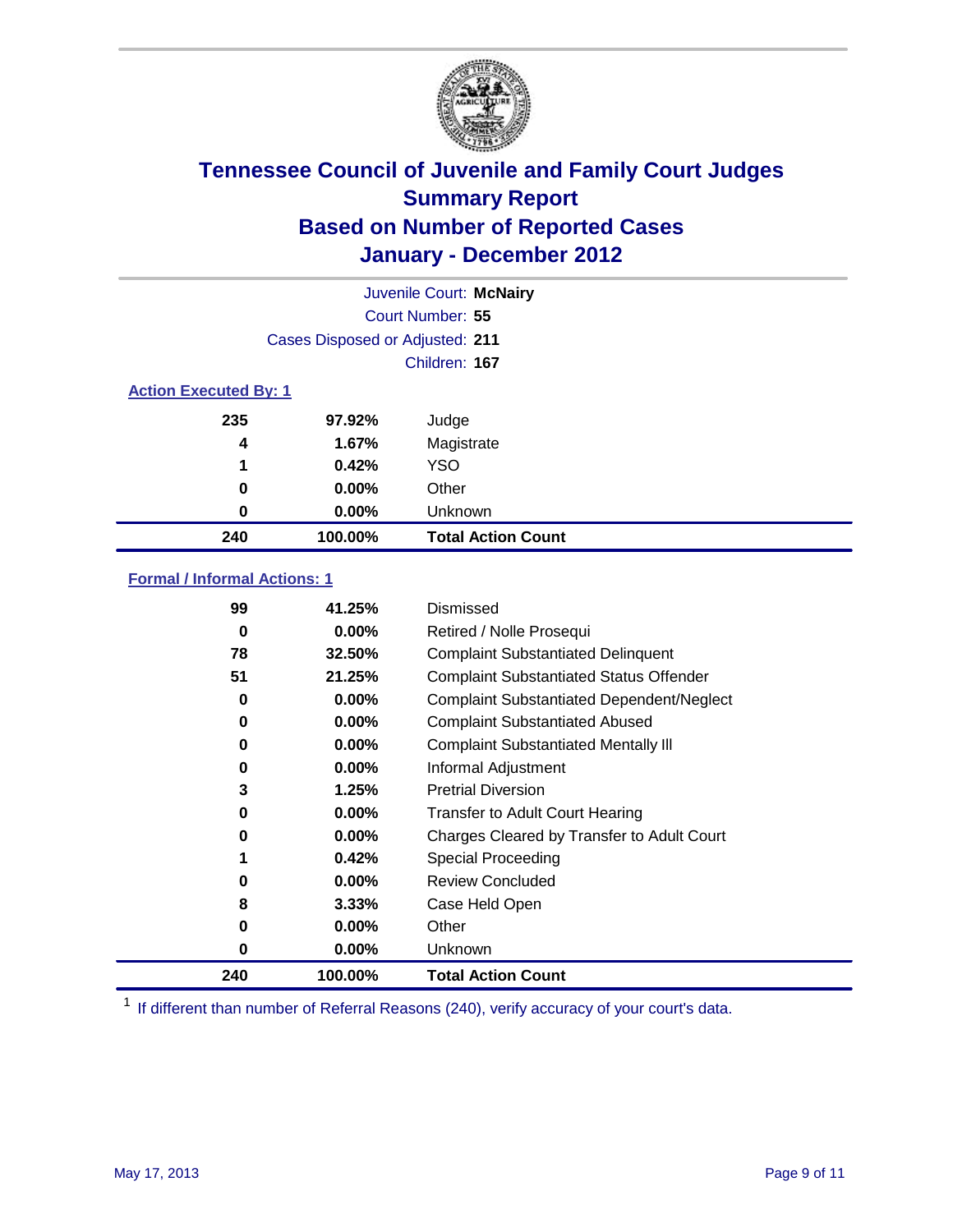# Tennessee Council of Juvenile and Family Court Judges
## Summary Report
## Based on Number of Reported Cases
## January - December 2012

Juvenile Court: **McNairy**
Court Number: **55**
Cases Disposed or Adjusted: **211**
Children: **167**

### Action Executed By: 1

| | | |
|---|---|---|
| 235 | 97.92% | Judge |
| 4 | 1.67% | Magistrate |
| 1 | 0.42% | YSO |
| 0 | 0.00% | Other |
| 0 | 0.00% | Unknown |
| **240** | **100.00%** | **Total Action Count** |

### Formal / Informal Actions: 1

| | | |
|---|---|---|
| 99 | 41.25% | Dismissed |
| 0 | 0.00% | Retired / Nolle Prosequi |
| 78 | 32.50% | Complaint Substantiated Delinquent |
| 51 | 21.25% | Complaint Substantiated Status Offender |
| 0 | 0.00% | Complaint Substantiated Dependent/Neglect |
| 0 | 0.00% | Complaint Substantiated Abused |
| 0 | 0.00% | Complaint Substantiated Mentally Ill |
| 0 | 0.00% | Informal Adjustment |
| 3 | 1.25% | Pretrial Diversion |
| 0 | 0.00% | Transfer to Adult Court Hearing |
| 0 | 0.00% | Charges Cleared by Transfer to Adult Court |
| 1 | 0.42% | Special Proceeding |
| 0 | 0.00% | Review Concluded |
| 8 | 3.33% | Case Held Open |
| 0 | 0.00% | Other |
| 0 | 0.00% | Unknown |
| **240** | **100.00%** | **Total Action Count** |

[1] If different than number of Referral Reasons (240), verify accuracy of your court's data.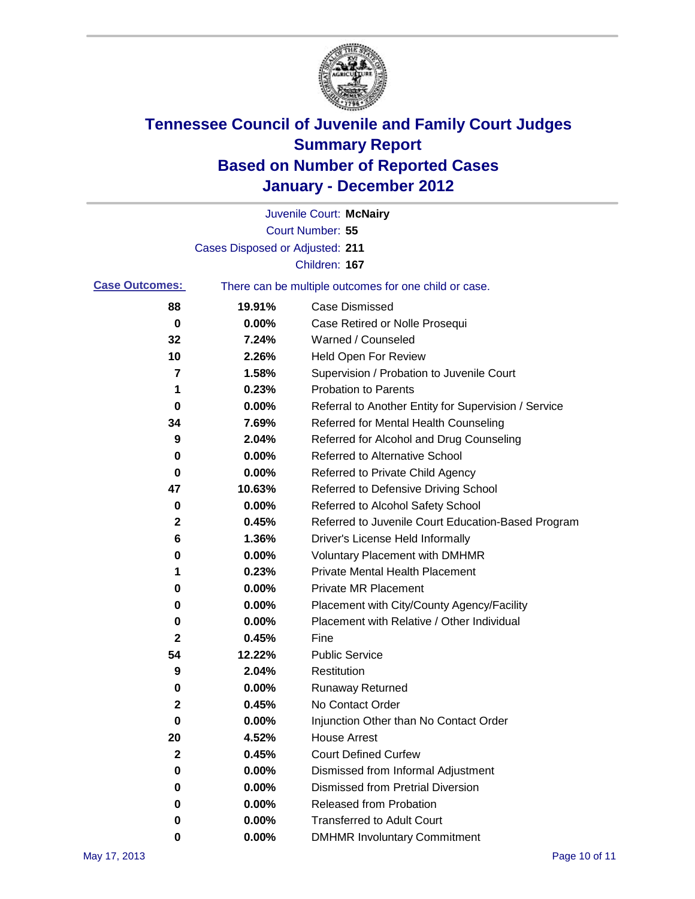# Tennessee Council of Juvenile and Family Court Judges
## Summary Report
## Based on Number of Reported Cases
## January - December 2012

Juvenile Court: **McNairy**
Court Number: **55**
Cases Disposed or Adjusted: **211**
Children: **167**

**Case Outcomes:** There can be multiple outcomes for one child or case.

| Count | Percent | Outcome |
|---|---|---|
| 88 | 19.91% | Case Dismissed |
| 0 | 0.00% | Case Retired or Nolle Prosequi |
| 32 | 7.24% | Warned / Counseled |
| 10 | 2.26% | Held Open For Review |
| 7 | 1.58% | Supervision / Probation to Juvenile Court |
| 1 | 0.23% | Probation to Parents |
| 0 | 0.00% | Referral to Another Entity for Supervision / Service |
| 34 | 7.69% | Referred for Mental Health Counseling |
| 9 | 2.04% | Referred for Alcohol and Drug Counseling |
| 0 | 0.00% | Referred to Alternative School |
| 0 | 0.00% | Referred to Private Child Agency |
| 47 | 10.63% | Referred to Defensive Driving School |
| 0 | 0.00% | Referred to Alcohol Safety School |
| 2 | 0.45% | Referred to Juvenile Court Education-Based Program |
| 6 | 1.36% | Driver's License Held Informally |
| 0 | 0.00% | Voluntary Placement with DMHMR |
| 1 | 0.23% | Private Mental Health Placement |
| 0 | 0.00% | Private MR Placement |
| 0 | 0.00% | Placement with City/County Agency/Facility |
| 0 | 0.00% | Placement with Relative / Other Individual |
| 2 | 0.45% | Fine |
| 54 | 12.22% | Public Service |
| 9 | 2.04% | Restitution |
| 0 | 0.00% | Runaway Returned |
| 2 | 0.45% | No Contact Order |
| 0 | 0.00% | Injunction Other than No Contact Order |
| 20 | 4.52% | House Arrest |
| 2 | 0.45% | Court Defined Curfew |
| 0 | 0.00% | Dismissed from Informal Adjustment |
| 0 | 0.00% | Dismissed from Pretrial Diversion |
| 0 | 0.00% | Released from Probation |
| 0 | 0.00% | Transferred to Adult Court |
| 0 | 0.00% | DMHMR Involuntary Commitment |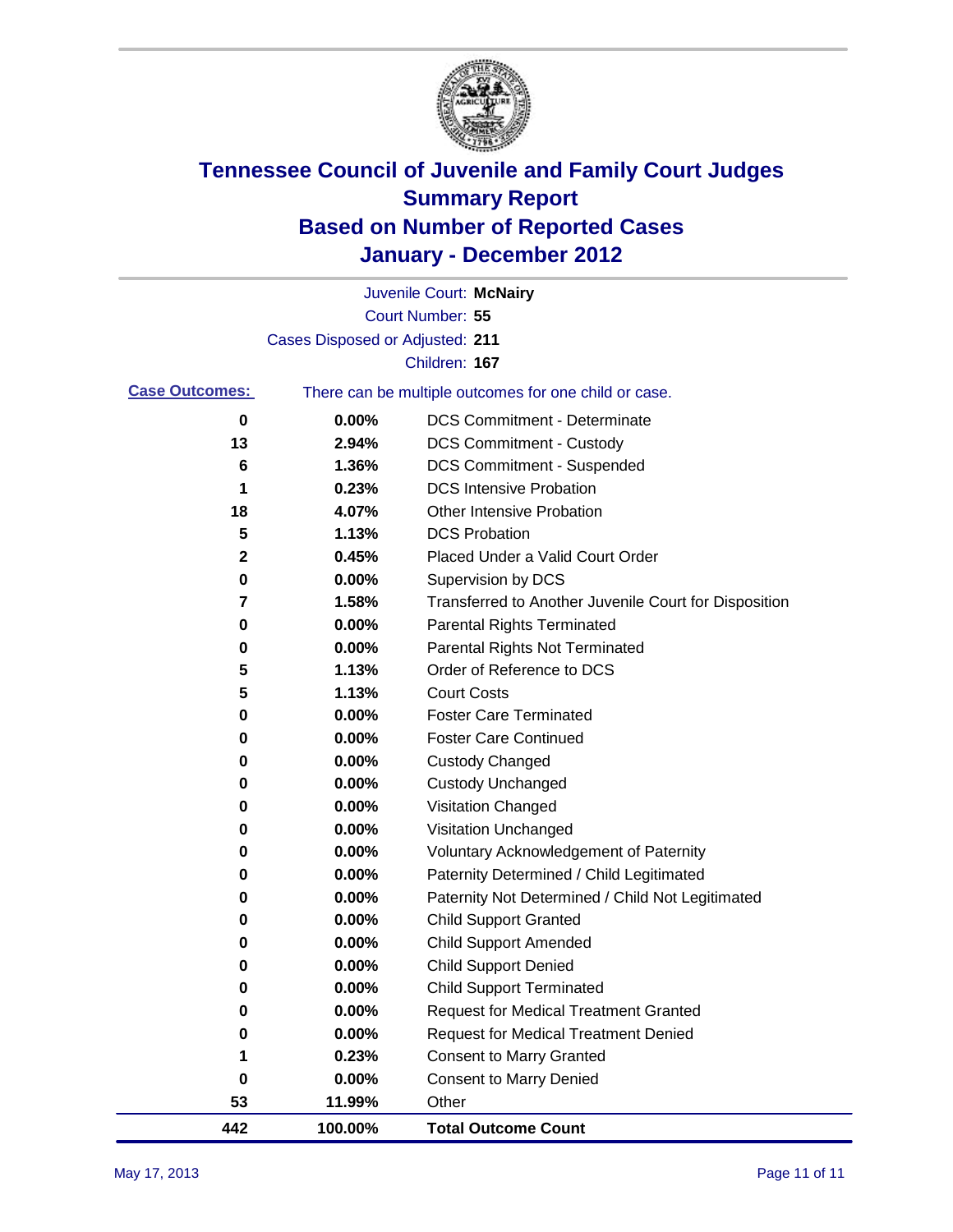# Tennessee Council of Juvenile and Family Court Judges
## Summary Report
## Based on Number of Reported Cases
## January - December 2012

Juvenile Court: **McNairy**

Court Number: **55**

Cases Disposed or Adjusted: **211**

Children: **167**

**Case Outcomes:** There can be multiple outcomes for one child or case.

| | | |
|---|---|---|
| 0 | 0.00% | DCS Commitment - Determinate |
| 13 | 2.94% | DCS Commitment - Custody |
| 6 | 1.36% | DCS Commitment - Suspended |
| 1 | 0.23% | DCS Intensive Probation |
| 18 | 4.07% | Other Intensive Probation |
| 5 | 1.13% | DCS Probation |
| 2 | 0.45% | Placed Under a Valid Court Order |
| 0 | 0.00% | Supervision by DCS |
| 7 | 1.58% | Transferred to Another Juvenile Court for Disposition |
| 0 | 0.00% | Parental Rights Terminated |
| 0 | 0.00% | Parental Rights Not Terminated |
| 5 | 1.13% | Order of Reference to DCS |
| 5 | 1.13% | Court Costs |
| 0 | 0.00% | Foster Care Terminated |
| 0 | 0.00% | Foster Care Continued |
| 0 | 0.00% | Custody Changed |
| 0 | 0.00% | Custody Unchanged |
| 0 | 0.00% | Visitation Changed |
| 0 | 0.00% | Visitation Unchanged |
| 0 | 0.00% | Voluntary Acknowledgement of Paternity |
| 0 | 0.00% | Paternity Determined / Child Legitimated |
| 0 | 0.00% | Paternity Not Determined / Child Not Legitimated |
| 0 | 0.00% | Child Support Granted |
| 0 | 0.00% | Child Support Amended |
| 0 | 0.00% | Child Support Denied |
| 0 | 0.00% | Child Support Terminated |
| 0 | 0.00% | Request for Medical Treatment Granted |
| 0 | 0.00% | Request for Medical Treatment Denied |
| 1 | 0.23% | Consent to Marry Granted |
| 0 | 0.00% | Consent to Marry Denied |
| 53 | 11.99% | Other |
| **442** | **100.00%** | **Total Outcome Count** |